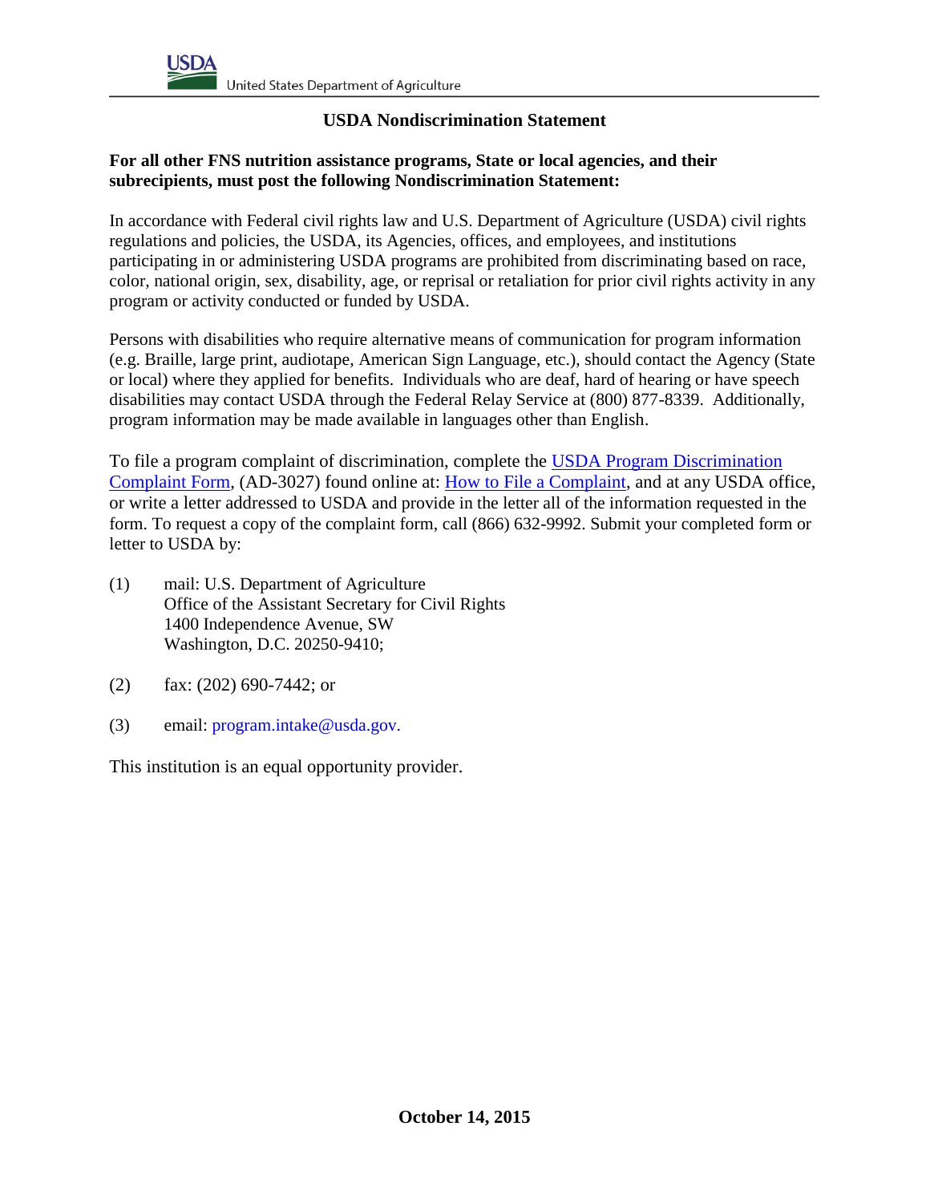USDA United States Department of Agriculture

# USDA Nondiscrimination Statement

**For all other FNS nutrition assistance programs, State or local agencies, and their subrecipients, must post the following Nondiscrimination Statement:**

In accordance with Federal civil rights law and U.S. Department of Agriculture (USDA) civil rights regulations and policies, the USDA, its Agencies, offices, and employees, and institutions participating in or administering USDA programs are prohibited from discriminating based on race, color, national origin, sex, disability, age, or reprisal or retaliation for prior civil rights activity in any program or activity conducted or funded by USDA.

Persons with disabilities who require alternative means of communication for program information (e.g. Braille, large print, audiotape, American Sign Language, etc.), should contact the Agency (State or local) where they applied for benefits. Individuals who are deaf, hard of hearing or have speech disabilities may contact USDA through the Federal Relay Service at (800) 877-8339. Additionally, program information may be made available in languages other than English.

To file a program complaint of discrimination, complete the USDA Program Discrimination Complaint Form, (AD-3027) found online at: How to File a Complaint, and at any USDA office, or write a letter addressed to USDA and provide in the letter all of the information requested in the form. To request a copy of the complaint form, call (866) 632-9992. Submit your completed form or letter to USDA by:

(1) mail: U.S. Department of Agriculture
Office of the Assistant Secretary for Civil Rights
1400 Independence Avenue, SW
Washington, D.C. 20250-9410;

(2) fax: (202) 690-7442; or

(3) email: program.intake@usda.gov.

This institution is an equal opportunity provider.

**October 14, 2015**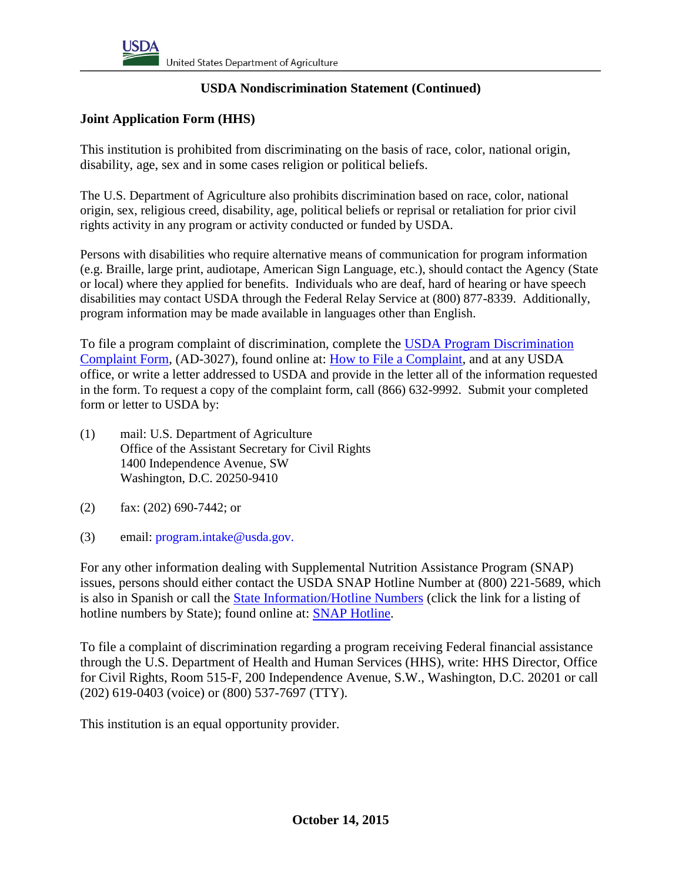## USDA Nondiscrimination Statement (Continued)

### Joint Application Form (HHS)

This institution is prohibited from discriminating on the basis of race, color, national origin, disability, age, sex and in some cases religion or political beliefs.

The U.S. Department of Agriculture also prohibits discrimination based on race, color, national origin, sex, religious creed, disability, age, political beliefs or reprisal or retaliation for prior civil rights activity in any program or activity conducted or funded by USDA.

Persons with disabilities who require alternative means of communication for program information (e.g. Braille, large print, audiotape, American Sign Language, etc.), should contact the Agency (State or local) where they applied for benefits. Individuals who are deaf, hard of hearing or have speech disabilities may contact USDA through the Federal Relay Service at (800) 877-8339. Additionally, program information may be made available in languages other than English.

To file a program complaint of discrimination, complete the USDA Program Discrimination Complaint Form, (AD-3027), found online at: How to File a Complaint, and at any USDA office, or write a letter addressed to USDA and provide in the letter all of the information requested in the form. To request a copy of the complaint form, call (866) 632-9992. Submit your completed form or letter to USDA by:

(1) mail: U.S. Department of Agriculture
Office of the Assistant Secretary for Civil Rights
1400 Independence Avenue, SW
Washington, D.C. 20250-9410

(2) fax: (202) 690-7442; or

(3) email: program.intake@usda.gov.

For any other information dealing with Supplemental Nutrition Assistance Program (SNAP) issues, persons should either contact the USDA SNAP Hotline Number at (800) 221-5689, which is also in Spanish or call the State Information/Hotline Numbers (click the link for a listing of hotline numbers by State); found online at: SNAP Hotline.

To file a complaint of discrimination regarding a program receiving Federal financial assistance through the U.S. Department of Health and Human Services (HHS), write: HHS Director, Office for Civil Rights, Room 515-F, 200 Independence Avenue, S.W., Washington, D.C. 20201 or call (202) 619-0403 (voice) or (800) 537-7697 (TTY).

This institution is an equal opportunity provider.

**October 14, 2015**